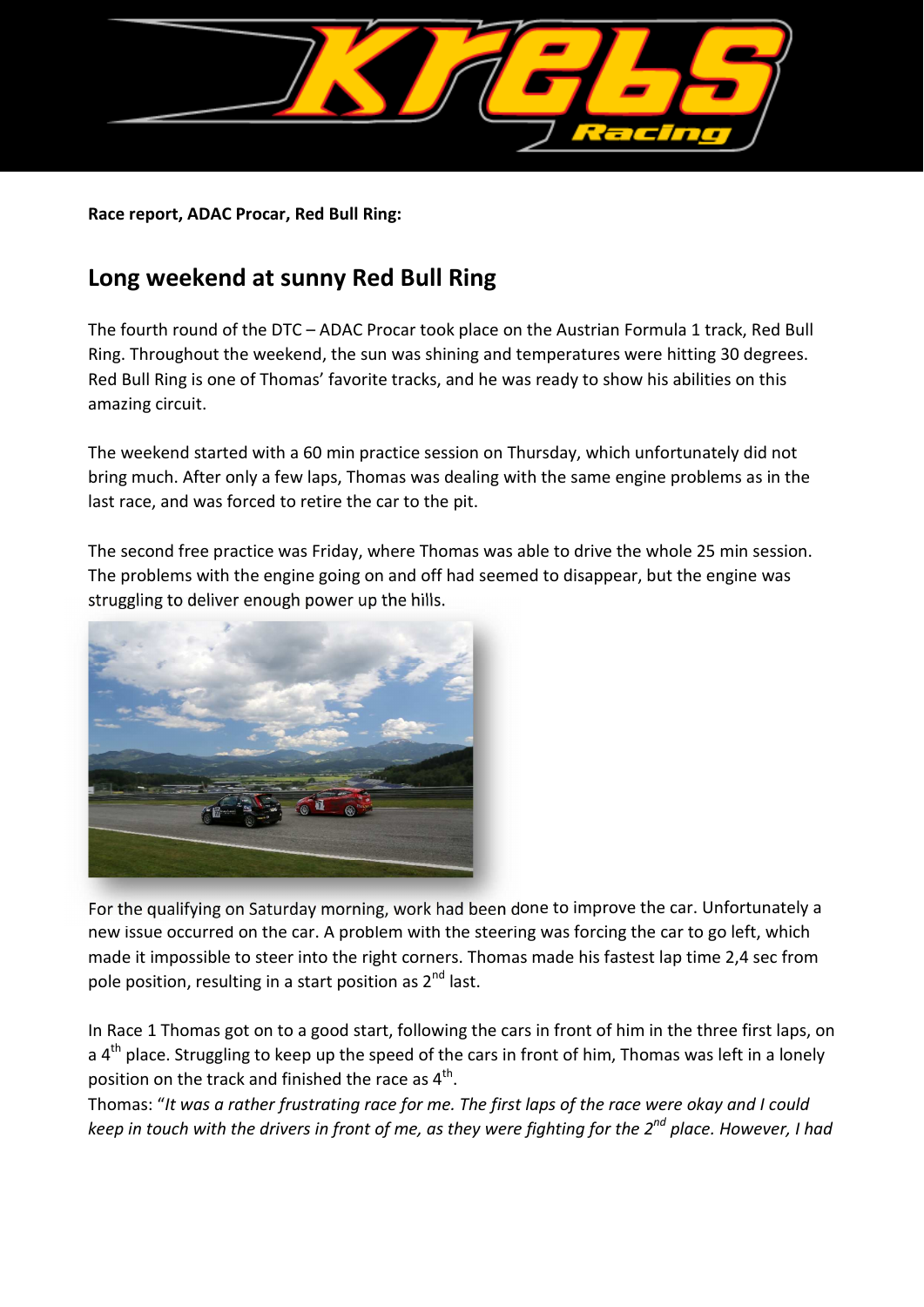**Race report, ADAC Procar, Red Bull Ring:**

## Long weekend at sunny Red Bull Ring

The fourth round of the DTC – ADAC Procar took place on the Austrian Formula 1 track, Red Bull Ring. Throughout the weekend, the sun was shining and temperatures were hitting 30 degrees. Red Bull Ring is one of Thomas' favorite tracks, and he was ready to show his abilities on this amazing circuit.

The weekend started with a 60 min practice session on Thursday, which unfortunately did not bring much. After only a few laps, Thomas was dealing with the same engine problems as in the last race, and was forced to retire the car to the pit.

The second free practice was Friday, where Thomas was able to drive the whole 25 min session. The problems with the engine going on and off had seemed to disappear, but the engine was struggling to deliver enough power up the hills.

For the qualifying on Saturday morning, work had been done to improve the car. Unfortunately a new issue occurred on the car. A problem with the steering was forcing the car to go left, which made it impossible to steer into the right corners. Thomas made his fastest lap time 2,4 sec from pole position, resulting in a start position as 2nd last.

In Race 1 Thomas got on to a good start, following the cars in front of him in the three first laps, on a 4th place. Struggling to keep up the speed of the cars in front of him, Thomas was left in a lonely position on the track and finished the race as 4th.

Thomas: "*It was a rather frustrating race for me. The first laps of the race were okay and I could keep in touch with the drivers in front of me, as they were fighting for the 2nd place. However, I had*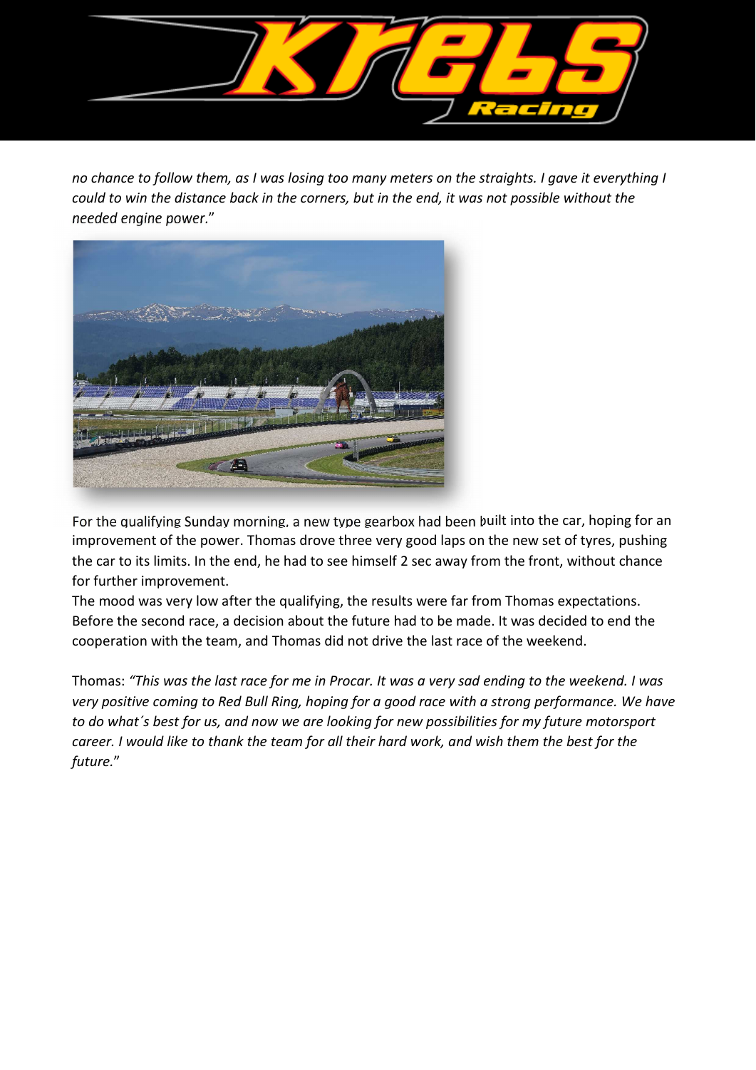*no chance to follow them, as I was losing too many meters on the straights. I gave it everything I could to win the distance back in the corners, but in the end, it was not possible without the needed engine power.*"

For the qualifying Sunday morning, a new type gearbox had been built into the car, hoping for an improvement of the power. Thomas drove three very good laps on the new set of tyres, pushing the car to its limits. In the end, he had to see himself 2 sec away from the front, without chance for further improvement.
The mood was very low after the qualifying, the results were far from Thomas expectations. Before the second race, a decision about the future had to be made. It was decided to end the cooperation with the team, and Thomas did not drive the last race of the weekend.

Thomas: *"This was the last race for me in Procar. It was a very sad ending to the weekend. I was very positive coming to Red Bull Ring, hoping for a good race with a strong performance. We have to do what´s best for us, and now we are looking for new possibilities for my future motorsport career. I would like to thank the team for all their hard work, and wish them the best for the future.*"